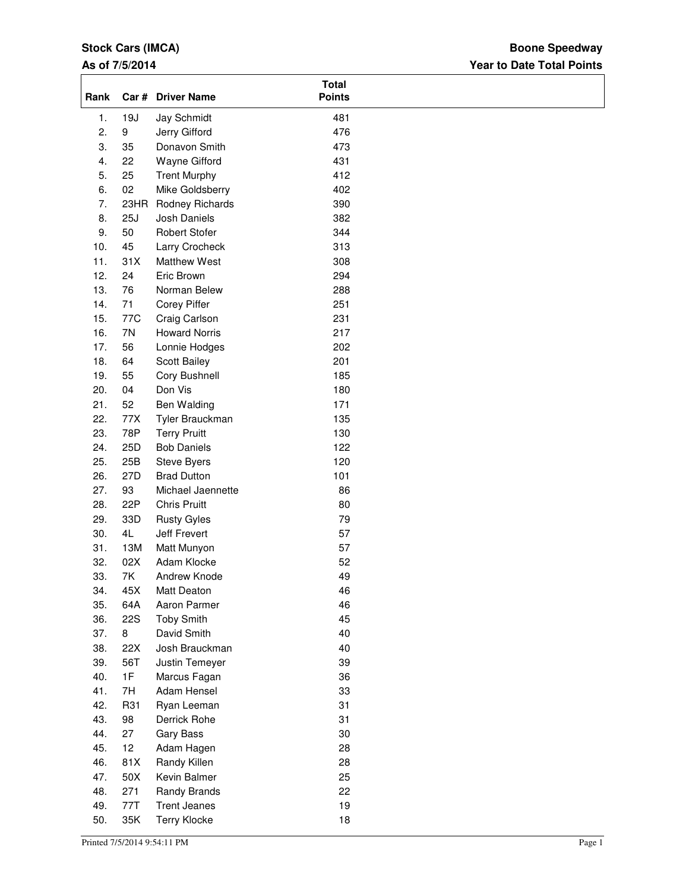**Stock Cars (IMCA)**

**As of 7/5/2014**

**Boone Speedway**

**Year to Date Total Points**

| Rank | Car # | Driver Name | Total Points |
|---|---|---|---|
| 1. | 19J | Jay Schmidt | 481 |
| 2. | 9 | Jerry Gifford | 476 |
| 3. | 35 | Donavon Smith | 473 |
| 4. | 22 | Wayne Gifford | 431 |
| 5. | 25 | Trent Murphy | 412 |
| 6. | 02 | Mike Goldsberry | 402 |
| 7. | 23HR | Rodney Richards | 390 |
| 8. | 25J | Josh Daniels | 382 |
| 9. | 50 | Robert Stofer | 344 |
| 10. | 45 | Larry Crocheck | 313 |
| 11. | 31X | Matthew West | 308 |
| 12. | 24 | Eric Brown | 294 |
| 13. | 76 | Norman Belew | 288 |
| 14. | 71 | Corey Piffer | 251 |
| 15. | 77C | Craig Carlson | 231 |
| 16. | 7N | Howard Norris | 217 |
| 17. | 56 | Lonnie Hodges | 202 |
| 18. | 64 | Scott Bailey | 201 |
| 19. | 55 | Cory Bushnell | 185 |
| 20. | 04 | Don Vis | 180 |
| 21. | 52 | Ben Walding | 171 |
| 22. | 77X | Tyler Brauckman | 135 |
| 23. | 78P | Terry Pruitt | 130 |
| 24. | 25D | Bob Daniels | 122 |
| 25. | 25B | Steve Byers | 120 |
| 26. | 27D | Brad Dutton | 101 |
| 27. | 93 | Michael Jaennette | 86 |
| 28. | 22P | Chris Pruitt | 80 |
| 29. | 33D | Rusty Gyles | 79 |
| 30. | 4L | Jeff Frevert | 57 |
| 31. | 13M | Matt Munyon | 57 |
| 32. | 02X | Adam Klocke | 52 |
| 33. | 7K | Andrew Knode | 49 |
| 34. | 45X | Matt Deaton | 46 |
| 35. | 64A | Aaron Parmer | 46 |
| 36. | 22S | Toby Smith | 45 |
| 37. | 8 | David Smith | 40 |
| 38. | 22X | Josh Brauckman | 40 |
| 39. | 56T | Justin Temeyer | 39 |
| 40. | 1F | Marcus Fagan | 36 |
| 41. | 7H | Adam Hensel | 33 |
| 42. | R31 | Ryan Leeman | 31 |
| 43. | 98 | Derrick Rohe | 31 |
| 44. | 27 | Gary Bass | 30 |
| 45. | 12 | Adam Hagen | 28 |
| 46. | 81X | Randy Killen | 28 |
| 47. | 50X | Kevin Balmer | 25 |
| 48. | 271 | Randy Brands | 22 |
| 49. | 77T | Trent Jeanes | 19 |
| 50. | 35K | Terry Klocke | 18 |

Printed 7/5/2014 9:54:11 PM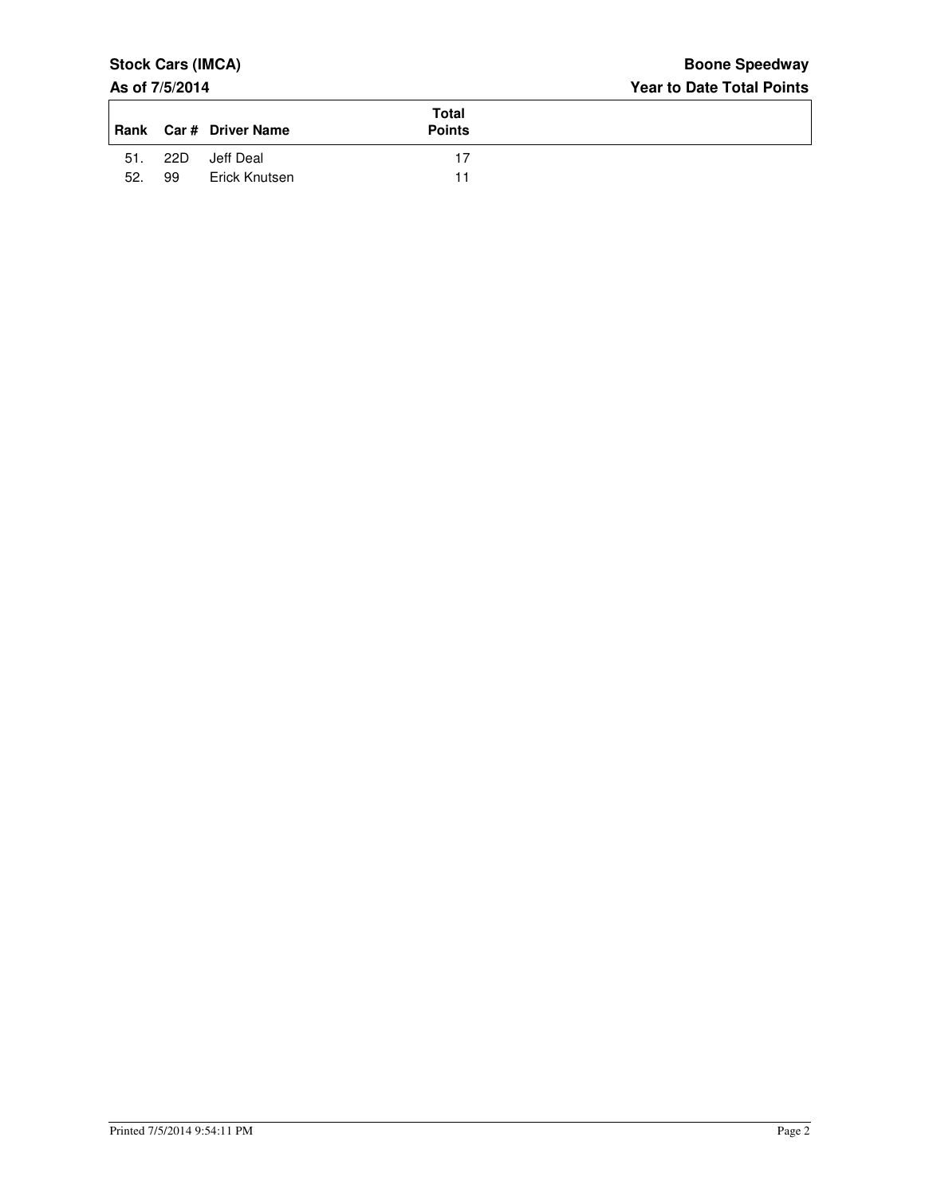**Stock Cars (IMCA)** **Boone Speedway**

**As of 7/5/2014** **Year to Date Total Points**

| Rank | Car # | Driver Name | Total Points |
|---|---|---|---|
| 51. | 22D | Jeff Deal | 17 |
| 52. | 99 | Erick Knutsen | 11 |

Printed 7/5/2014 9:54:11 PM